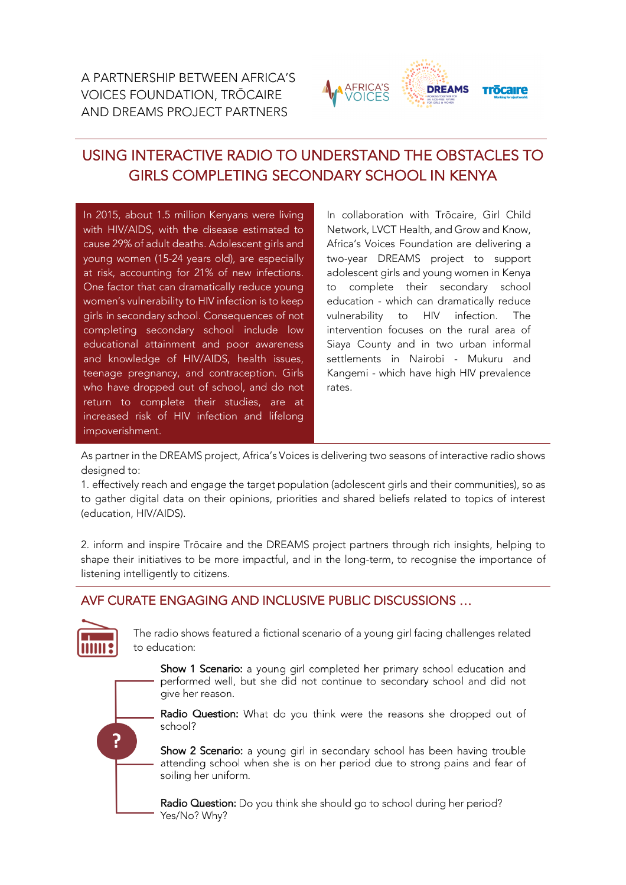A PARTNERSHIP BETWEEN AFRICA'S VOICES FOUNDATION, TRŌCAIRE AND DREAMS PROJECT PARTNERS

# USING INTERACTIVE RADIO TO UNDERSTAND THE OBSTACLES TO GIRLS COMPLETING SECONDARY SCHOOL IN KENYA

In 2015, about 1.5 million Kenyans were living with HIV/AIDS, with the disease estimated to cause 29% of adult deaths. Adolescent girls and young women (15-24 years old), are especially at risk, accounting for 21% of new infections. One factor that can dramatically reduce young women's vulnerability to HIV infection is to keep girls in secondary school. Consequences of not completing secondary school include low educational attainment and poor awareness and knowledge of HIV/AIDS, health issues, teenage pregnancy, and contraception. Girls who have dropped out of school, and do not return to complete their studies, are at increased risk of HIV infection and lifelong impoverishment.

In collaboration with Trōcaire, Girl Child Network, LVCT Health, and Grow and Know, Africa's Voices Foundation are delivering a two-year DREAMS project to support adolescent girls and young women in Kenya to complete their secondary school education - which can dramatically reduce vulnerability to HIV infection. The intervention focuses on the rural area of Siaya County and in two urban informal settlements in Nairobi - Mukuru and Kangemi - which have high HIV prevalence rates.

As partner in the DREAMS project, Africa's Voices is delivering two seasons of interactive radio shows designed to:

1. effectively reach and engage the target population (adolescent girls and their communities), so as to gather digital data on their opinions, priorities and shared beliefs related to topics of interest (education, HIV/AIDS).

2. inform and inspire Trōcaire and the DREAMS project partners through rich insights, helping to shape their initiatives to be more impactful, and in the long-term, to recognise the importance of listening intelligently to citizens.

## AVF CURATE ENGAGING AND INCLUSIVE PUBLIC DISCUSSIONS ...

The radio shows featured a fictional scenario of a young girl facing challenges related to education:

**Show 1 Scenario:** a young girl completed her primary school education and performed well, but she did not continue to secondary school and did not give her reason.

**Radio Question:** What do you think were the reasons she dropped out of school?

**Show 2 Scenario:** a young girl in secondary school has been having trouble attending school when she is on her period due to strong pains and fear of soiling her uniform.

**Radio Question:** Do you think she should go to school during her period? Yes/No? Why?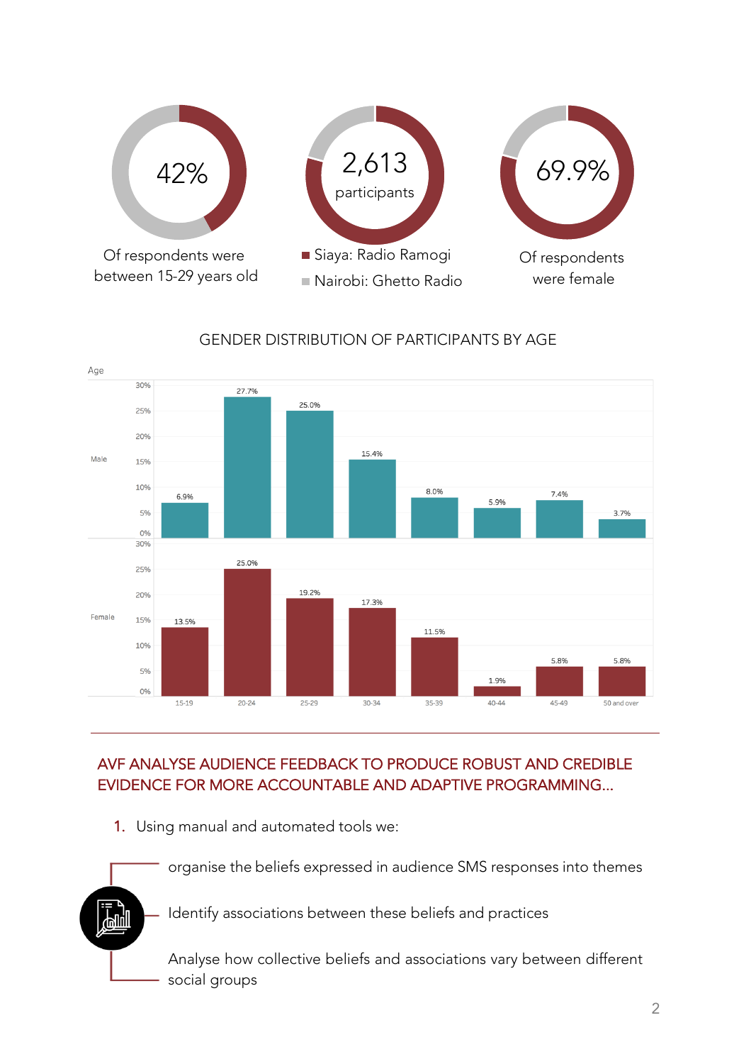42%

Of respondents were between 15-29 years old

2,613 participants

- Siaya: Radio Ramogi
- Nairobi: Ghetto Radio

69.9%

Of respondents were female

## GENDER DISTRIBUTION OF PARTICIPANTS BY AGE

| Age | 15-19 | 20-24 | 25-29 | 30-34 | 35-39 | 40-44 | 45-49 | 50 and over |
|---|---|---|---|---|---|---|---|---|
| Male | 6.9% | 27.7% | 25.0% | 15.4% | 8.0% | 5.9% | 7.4% | 3.7% |
| Female | 13.5% | 25.0% | 19.2% | 17.3% | 11.5% | 1.9% | 5.8% | 5.8% |

## AVF ANALYSE AUDIENCE FEEDBACK TO PRODUCE ROBUST AND CREDIBLE EVIDENCE FOR MORE ACCOUNTABLE AND ADAPTIVE PROGRAMMING...

1. Using manual and automated tools we:
   - organise the beliefs expressed in audience SMS responses into themes
   - Identify associations between these beliefs and practices
   - Analyse how collective beliefs and associations vary between different social groups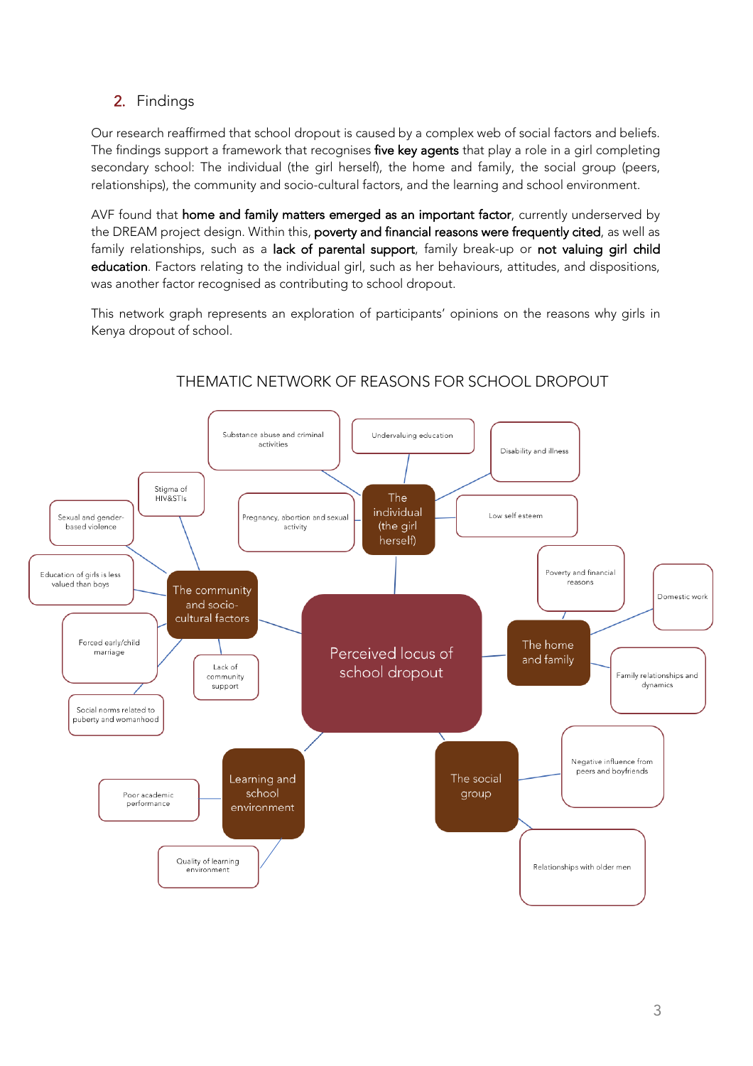## 2. Findings

Our research reaffirmed that school dropout is caused by a complex web of social factors and beliefs. The findings support a framework that recognises **five key agents** that play a role in a girl completing secondary school: The individual (the girl herself), the home and family, the social group (peers, relationships), the community and socio-cultural factors, and the learning and school environment.

AVF found that **home and family matters emerged as an important factor**, currently underserved by the DREAM project design. Within this, **poverty and financial reasons were frequently cited**, as well as family relationships, such as a **lack of parental support**, family break-up or **not valuing girl child education**. Factors relating to the individual girl, such as her behaviours, attitudes, and dispositions, was another factor recognised as contributing to school dropout.

This network graph represents an exploration of participants' opinions on the reasons why girls in Kenya dropout of school.

THEMATIC NETWORK OF REASONS FOR SCHOOL DROPOUT

**Perceived locus of school dropout**

- **The individual (the girl herself)**
  - Substance abuse and criminal activities
  - Undervaluing education
  - Disability and illness
  - Low self esteem
  - Pregnancy, abortion and sexual activity
- **The home and family**
  - Poverty and financial reasons
  - Domestic work
  - Family relationships and dynamics
- **The social group**
  - Negative influence from peers and boyfriends
  - Relationships with older men
- **Learning and school environment**
  - Poor academic performance
  - Quality of learning environment
- **The community and socio-cultural factors**
  - Stigma of HIV&STIs
  - Sexual and gender-based violence
  - Education of girls is less valued than boys
  - Forced early/child marriage
  - Social norms related to puberty and womanhood
  - Lack of community support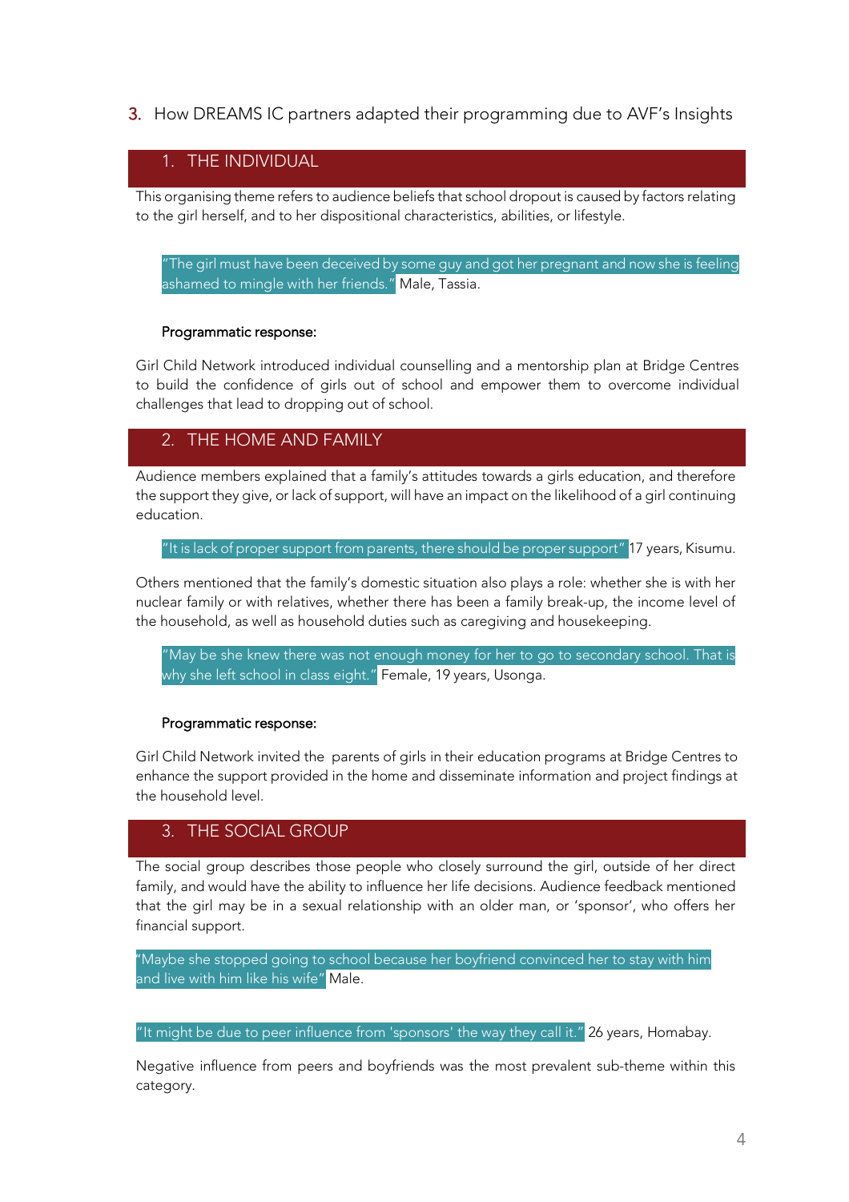## 3. How DREAMS IC partners adapted their programming due to AVF's Insights

### 1. THE INDIVIDUAL

This organising theme refers to audience beliefs that school dropout is caused by factors relating to the girl herself, and to her dispositional characteristics, abilities, or lifestyle.

> "The girl must have been deceived by some guy and got her pregnant and now she is feeling ashamed to mingle with her friends." Male, Tassia.

**Programmatic response:**

Girl Child Network introduced individual counselling and a mentorship plan at Bridge Centres to build the confidence of girls out of school and empower them to overcome individual challenges that lead to dropping out of school.

### 2. THE HOME AND FAMILY

Audience members explained that a family's attitudes towards a girls education, and therefore the support they give, or lack of support, will have an impact on the likelihood of a girl continuing education.

> "It is lack of proper support from parents, there should be proper support" 17 years, Kisumu.

Others mentioned that the family's domestic situation also plays a role: whether she is with her nuclear family or with relatives, whether there has been a family break-up, the income level of the household, as well as household duties such as caregiving and housekeeping.

> "May be she knew there was not enough money for her to go to secondary school. That is why she left school in class eight." Female, 19 years, Usonga.

**Programmatic response:**

Girl Child Network invited the parents of girls in their education programs at Bridge Centres to enhance the support provided in the home and disseminate information and project findings at the household level.

### 3. THE SOCIAL GROUP

The social group describes those people who closely surround the girl, outside of her direct family, and would have the ability to influence her life decisions. Audience feedback mentioned that the girl may be in a sexual relationship with an older man, or 'sponsor', who offers her financial support.

> "Maybe she stopped going to school because her boyfriend convinced her to stay with him and live with him like his wife" Male.

> "It might be due to peer influence from 'sponsors' the way they call it." 26 years, Homabay.

Negative influence from peers and boyfriends was the most prevalent sub-theme within this category.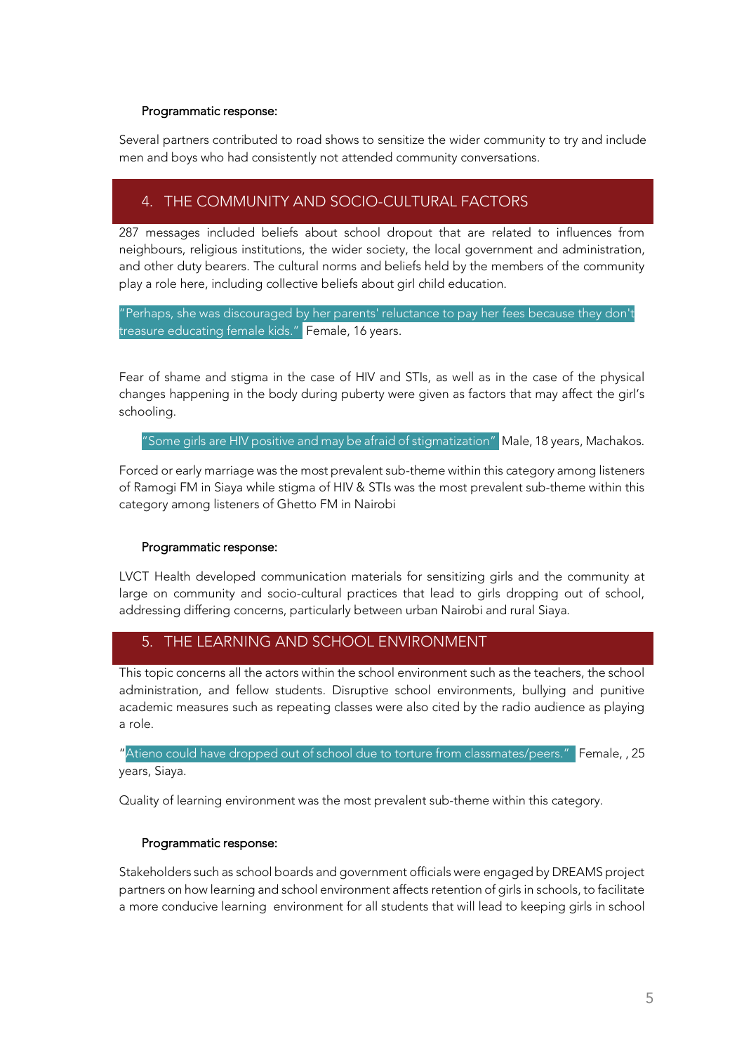**Programmatic response:**

Several partners contributed to road shows to sensitize the wider community to try and include men and boys who had consistently not attended community conversations.

## 4. THE COMMUNITY AND SOCIO-CULTURAL FACTORS

287 messages included beliefs about school dropout that are related to influences from neighbours, religious institutions, the wider society, the local government and administration, and other duty bearers. The cultural norms and beliefs held by the members of the community play a role here, including collective beliefs about girl child education.

"Perhaps, she was discouraged by her parents' reluctance to pay her fees because they don't treasure educating female kids." Female, 16 years.

Fear of shame and stigma in the case of HIV and STIs, as well as in the case of the physical changes happening in the body during puberty were given as factors that may affect the girl's schooling.

"Some girls are HIV positive and may be afraid of stigmatization" Male, 18 years, Machakos.

Forced or early marriage was the most prevalent sub-theme within this category among listeners of Ramogi FM in Siaya while stigma of HIV & STIs was the most prevalent sub-theme within this category among listeners of Ghetto FM in Nairobi

**Programmatic response:**

LVCT Health developed communication materials for sensitizing girls and the community at large on community and socio-cultural practices that lead to girls dropping out of school, addressing differing concerns, particularly between urban Nairobi and rural Siaya.

## 5. THE LEARNING AND SCHOOL ENVIRONMENT

This topic concerns all the actors within the school environment such as the teachers, the school administration, and fellow students. Disruptive school environments, bullying and punitive academic measures such as repeating classes were also cited by the radio audience as playing a role.

"Atieno could have dropped out of school due to torture from classmates/peers." Female, , 25 years, Siaya.

Quality of learning environment was the most prevalent sub-theme within this category.

**Programmatic response:**

Stakeholders such as school boards and government officials were engaged by DREAMS project partners on how learning and school environment affects retention of girls in schools, to facilitate a more conducive learning environment for all students that will lead to keeping girls in school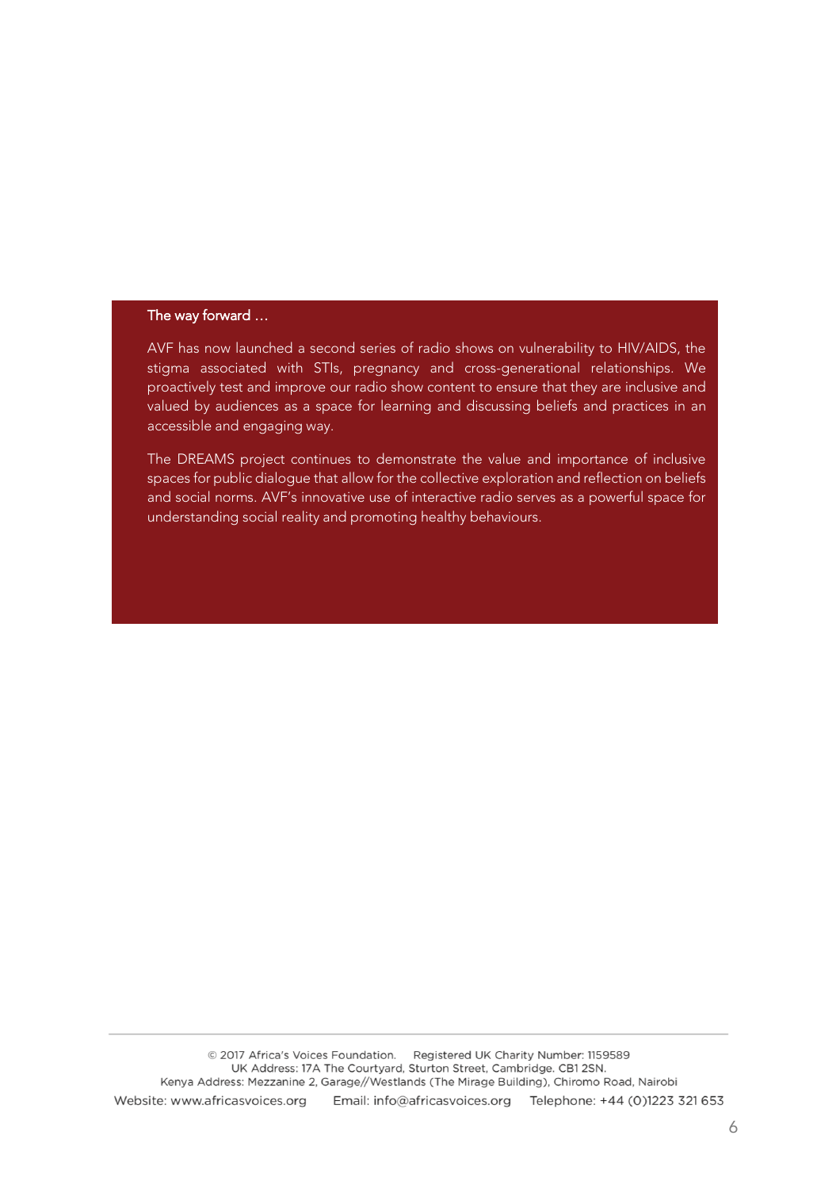### The way forward …

AVF has now launched a second series of radio shows on vulnerability to HIV/AIDS, the stigma associated with STIs, pregnancy and cross-generational relationships. We proactively test and improve our radio show content to ensure that they are inclusive and valued by audiences as a space for learning and discussing beliefs and practices in an accessible and engaging way.

The DREAMS project continues to demonstrate the value and importance of inclusive spaces for public dialogue that allow for the collective exploration and reflection on beliefs and social norms. AVF's innovative use of interactive radio serves as a powerful space for understanding social reality and promoting healthy behaviours.